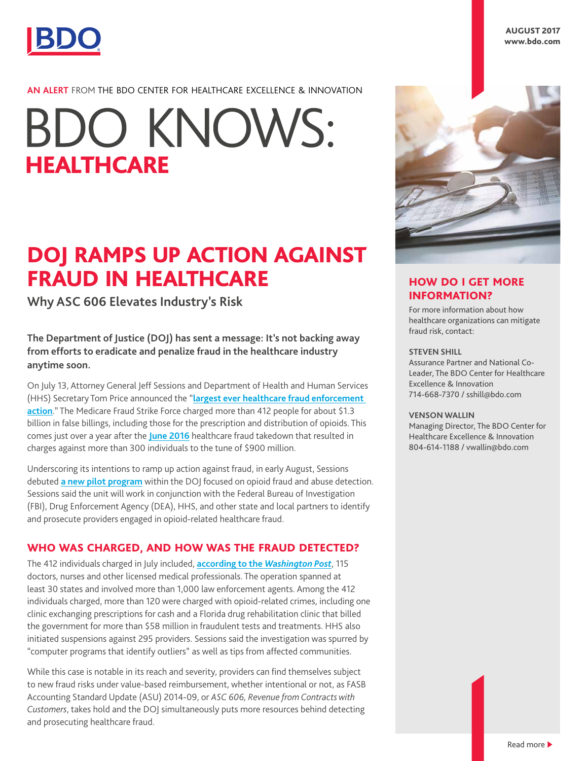AN ALERT FROM THE BDO CENTER FOR HEALTHCARE EXCELLENCE & INNOVATION

# BDO KNOWS: HEALTHCARE

AUGUST 2017
www.bdo.com

## DOJ RAMPS UP ACTION AGAINST FRAUD IN HEALTHCARE

### Why ASC 606 Elevates Industry's Risk

**The Department of Justice (DOJ) has sent a message: It's not backing away from efforts to eradicate and penalize fraud in the healthcare industry anytime soon.**

On July 13, Attorney General Jeff Sessions and Department of Health and Human Services (HHS) Secretary Tom Price announced the "**largest ever healthcare fraud enforcement action**." The Medicare Fraud Strike Force charged more than 412 people for about $1.3 billion in false billings, including those for the prescription and distribution of opioids. This comes just over a year after the **June 2016** healthcare fraud takedown that resulted in charges against more than 300 individuals to the tune of $900 million.

Underscoring its intentions to ramp up action against fraud, in early August, Sessions debuted **a new pilot program** within the DOJ focused on opioid fraud and abuse detection. Sessions said the unit will work in conjunction with the Federal Bureau of Investigation (FBI), Drug Enforcement Agency (DEA), HHS, and other state and local partners to identify and prosecute providers engaged in opioid-related healthcare fraud.

### WHO WAS CHARGED, AND HOW WAS THE FRAUD DETECTED?

The 412 individuals charged in July included, **according to the *Washington Post***, 115 doctors, nurses and other licensed medical professionals. The operation spanned at least 30 states and involved more than 1,000 law enforcement agents. Among the 412 individuals charged, more than 120 were charged with opioid-related crimes, including one clinic exchanging prescriptions for cash and a Florida drug rehabilitation clinic that billed the government for more than $58 million in fraudulent tests and treatments. HHS also initiated suspensions against 295 providers. Sessions said the investigation was spurred by "computer programs that identify outliers" as well as tips from affected communities.

While this case is notable in its reach and severity, providers can find themselves subject to new fraud risks under value-based reimbursement, whether intentional or not, as FASB Accounting Standard Update (ASU) 2014-09, or *ASC 606, Revenue from Contracts with Customers*, takes hold and the DOJ simultaneously puts more resources behind detecting and prosecuting healthcare fraud.

### HOW DO I GET MORE INFORMATION?

For more information about how healthcare organizations can mitigate fraud risk, contact:

**STEVEN SHILL**
Assurance Partner and National Co-Leader, The BDO Center for Healthcare Excellence & Innovation
714-668-7370 / sshill@bdo.com

**VENSON WALLIN**
Managing Director, The BDO Center for Healthcare Excellence & Innovation
804-614-1188 / vwallin@bdo.com

Read more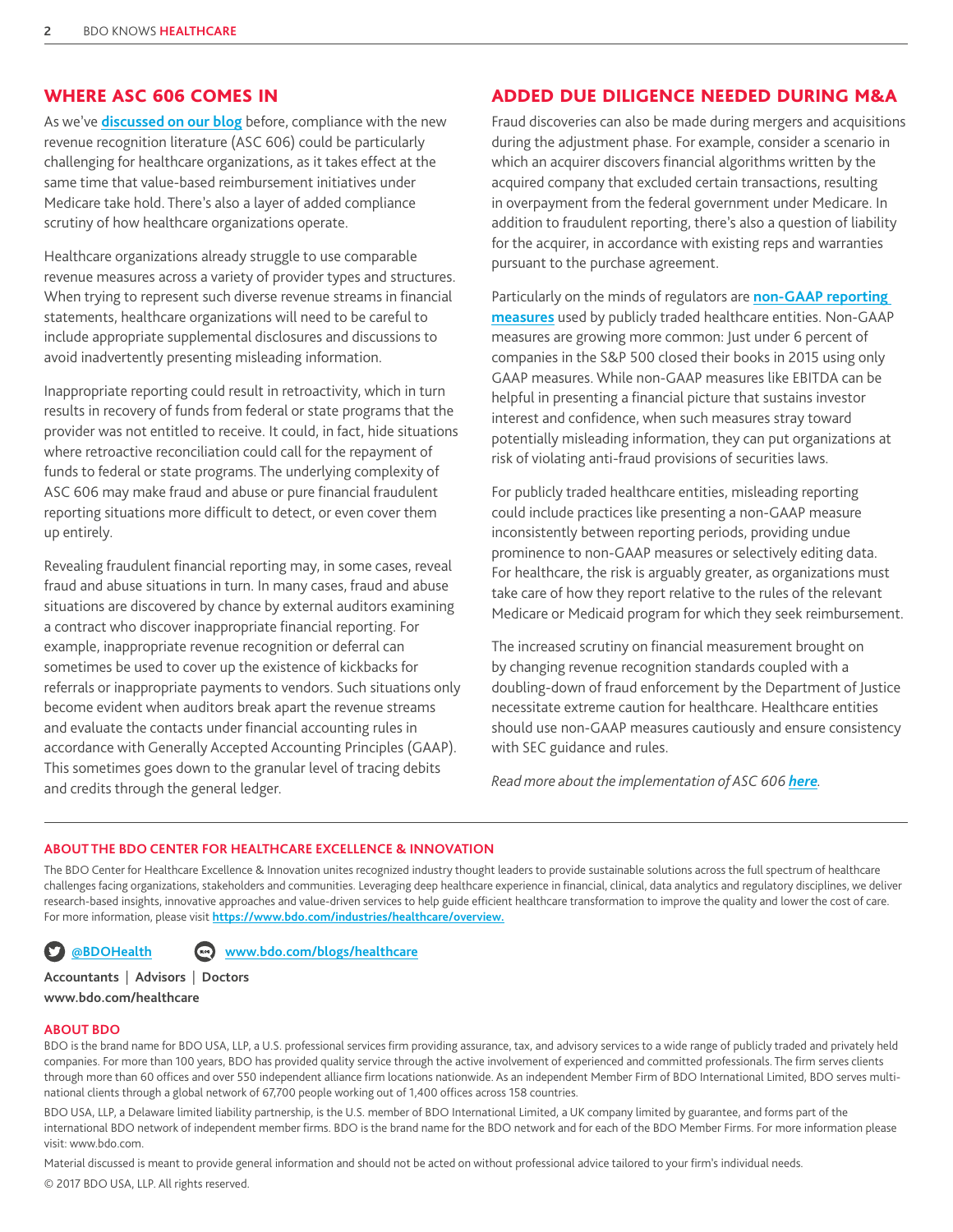## WHERE ASC 606 COMES IN

As we've **discussed on our blog** before, compliance with the new revenue recognition literature (ASC 606) could be particularly challenging for healthcare organizations, as it takes effect at the same time that value-based reimbursement initiatives under Medicare take hold. There's also a layer of added compliance scrutiny of how healthcare organizations operate.

Healthcare organizations already struggle to use comparable revenue measures across a variety of provider types and structures. When trying to represent such diverse revenue streams in financial statements, healthcare organizations will need to be careful to include appropriate supplemental disclosures and discussions to avoid inadvertently presenting misleading information.

Inappropriate reporting could result in retroactivity, which in turn results in recovery of funds from federal or state programs that the provider was not entitled to receive. It could, in fact, hide situations where retroactive reconciliation could call for the repayment of funds to federal or state programs. The underlying complexity of ASC 606 may make fraud and abuse or pure financial fraudulent reporting situations more difficult to detect, or even cover them up entirely.

Revealing fraudulent financial reporting may, in some cases, reveal fraud and abuse situations in turn. In many cases, fraud and abuse situations are discovered by chance by external auditors examining a contract who discover inappropriate financial reporting. For example, inappropriate revenue recognition or deferral can sometimes be used to cover up the existence of kickbacks for referrals or inappropriate payments to vendors. Such situations only become evident when auditors break apart the revenue streams and evaluate the contacts under financial accounting rules in accordance with Generally Accepted Accounting Principles (GAAP). This sometimes goes down to the granular level of tracing debits and credits through the general ledger.

## ADDED DUE DILIGENCE NEEDED DURING M&A

Fraud discoveries can also be made during mergers and acquisitions during the adjustment phase. For example, consider a scenario in which an acquirer discovers financial algorithms written by the acquired company that excluded certain transactions, resulting in overpayment from the federal government under Medicare. In addition to fraudulent reporting, there's also a question of liability for the acquirer, in accordance with existing reps and warranties pursuant to the purchase agreement.

Particularly on the minds of regulators are **non-GAAP reporting measures** used by publicly traded healthcare entities. Non-GAAP measures are growing more common: Just under 6 percent of companies in the S&P 500 closed their books in 2015 using only GAAP measures. While non-GAAP measures like EBITDA can be helpful in presenting a financial picture that sustains investor interest and confidence, when such measures stray toward potentially misleading information, they can put organizations at risk of violating anti-fraud provisions of securities laws.

For publicly traded healthcare entities, misleading reporting could include practices like presenting a non-GAAP measure inconsistently between reporting periods, providing undue prominence to non-GAAP measures or selectively editing data. For healthcare, the risk is arguably greater, as organizations must take care of how they report relative to the rules of the relevant Medicare or Medicaid program for which they seek reimbursement.

The increased scrutiny on financial measurement brought on by changing revenue recognition standards coupled with a doubling-down of fraud enforcement by the Department of Justice necessitate extreme caution for healthcare. Healthcare entities should use non-GAAP measures cautiously and ensure consistency with SEC guidance and rules.

*Read more about the implementation of ASC 606* ***here***.

---

### ABOUT THE BDO CENTER FOR HEALTHCARE EXCELLENCE & INNOVATION

The BDO Center for Healthcare Excellence & Innovation unites recognized industry thought leaders to provide sustainable solutions across the full spectrum of healthcare challenges facing organizations, stakeholders and communities. Leveraging deep healthcare experience in financial, clinical, data analytics and regulatory disciplines, we deliver research-based insights, innovative approaches and value-driven services to help guide efficient healthcare transformation to improve the quality and lower the cost of care. For more information, please visit **https://www.bdo.com/industries/healthcare/overview.**

**@BDOHealth** **www.bdo.com/blogs/healthcare**

**Accountants | Advisors | Doctors**

**www.bdo.com/healthcare**

### ABOUT BDO

BDO is the brand name for BDO USA, LLP, a U.S. professional services firm providing assurance, tax, and advisory services to a wide range of publicly traded and privately held companies. For more than 100 years, BDO has provided quality service through the active involvement of experienced and committed professionals. The firm serves clients through more than 60 offices and over 550 independent alliance firm locations nationwide. As an independent Member Firm of BDO International Limited, BDO serves multi-national clients through a global network of 67,700 people working out of 1,400 offices across 158 countries.

BDO USA, LLP, a Delaware limited liability partnership, is the U.S. member of BDO International Limited, a UK company limited by guarantee, and forms part of the international BDO network of independent member firms. BDO is the brand name for the BDO network and for each of the BDO Member Firms. For more information please visit: www.bdo.com.

Material discussed is meant to provide general information and should not be acted on without professional advice tailored to your firm's individual needs.

© 2017 BDO USA, LLP. All rights reserved.